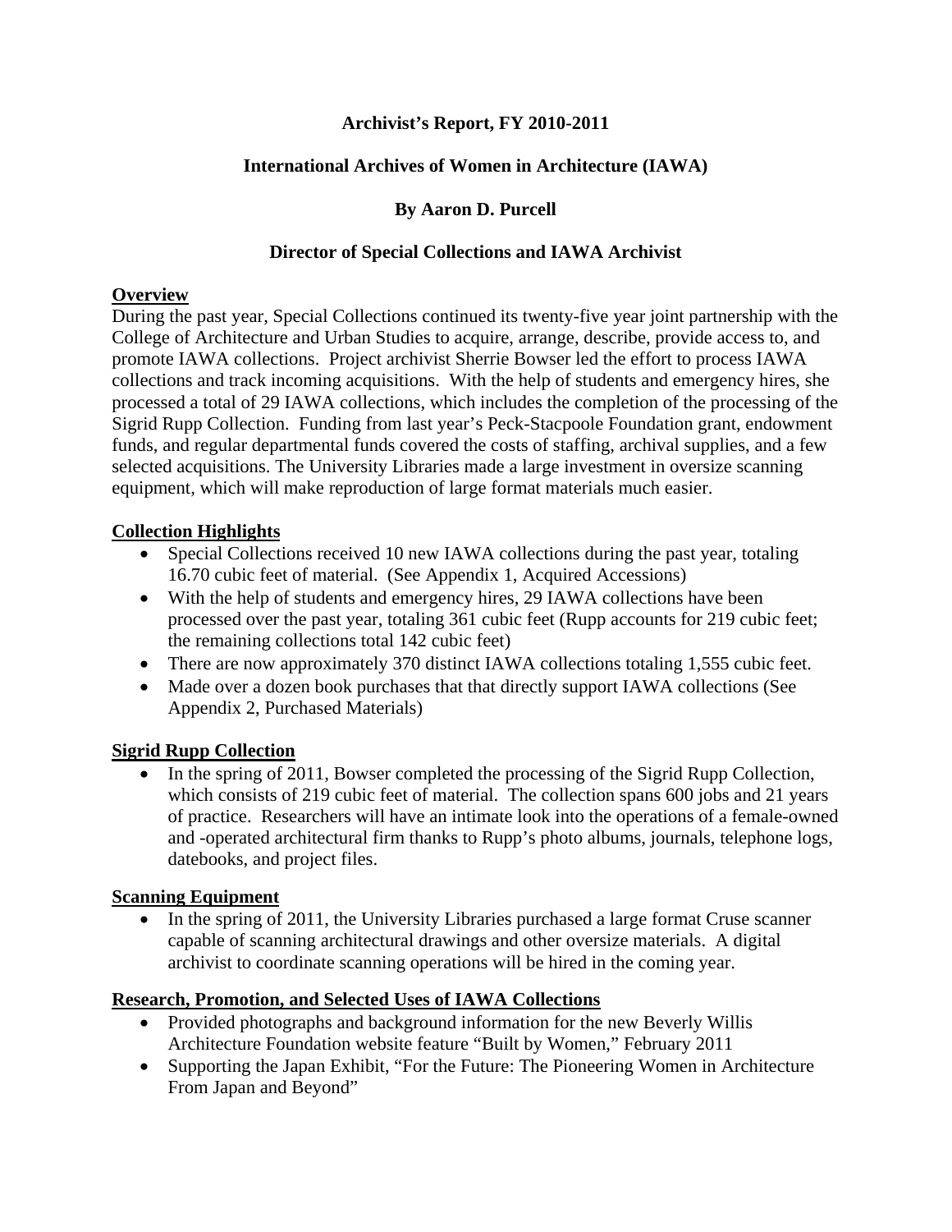# Archivist's Report, FY 2010-2011

## International Archives of Women in Architecture (IAWA)

### By Aaron D. Purcell

### Director of Special Collections and IAWA Archivist

**Overview**

During the past year, Special Collections continued its twenty-five year joint partnership with the College of Architecture and Urban Studies to acquire, arrange, describe, provide access to, and promote IAWA collections. Project archivist Sherrie Bowser led the effort to process IAWA collections and track incoming acquisitions. With the help of students and emergency hires, she processed a total of 29 IAWA collections, which includes the completion of the processing of the Sigrid Rupp Collection. Funding from last year's Peck-Stacpoole Foundation grant, endowment funds, and regular departmental funds covered the costs of staffing, archival supplies, and a few selected acquisitions. The University Libraries made a large investment in oversize scanning equipment, which will make reproduction of large format materials much easier.

**Collection Highlights**

- Special Collections received 10 new IAWA collections during the past year, totaling 16.70 cubic feet of material. (See Appendix 1, Acquired Accessions)
- With the help of students and emergency hires, 29 IAWA collections have been processed over the past year, totaling 361 cubic feet (Rupp accounts for 219 cubic feet; the remaining collections total 142 cubic feet)
- There are now approximately 370 distinct IAWA collections totaling 1,555 cubic feet.
- Made over a dozen book purchases that that directly support IAWA collections (See Appendix 2, Purchased Materials)

**Sigrid Rupp Collection**

- In the spring of 2011, Bowser completed the processing of the Sigrid Rupp Collection, which consists of 219 cubic feet of material. The collection spans 600 jobs and 21 years of practice. Researchers will have an intimate look into the operations of a female-owned and -operated architectural firm thanks to Rupp's photo albums, journals, telephone logs, datebooks, and project files.

**Scanning Equipment**

- In the spring of 2011, the University Libraries purchased a large format Cruse scanner capable of scanning architectural drawings and other oversize materials. A digital archivist to coordinate scanning operations will be hired in the coming year.

**Research, Promotion, and Selected Uses of IAWA Collections**

- Provided photographs and background information for the new Beverly Willis Architecture Foundation website feature "Built by Women," February 2011
- Supporting the Japan Exhibit, "For the Future: The Pioneering Women in Architecture From Japan and Beyond"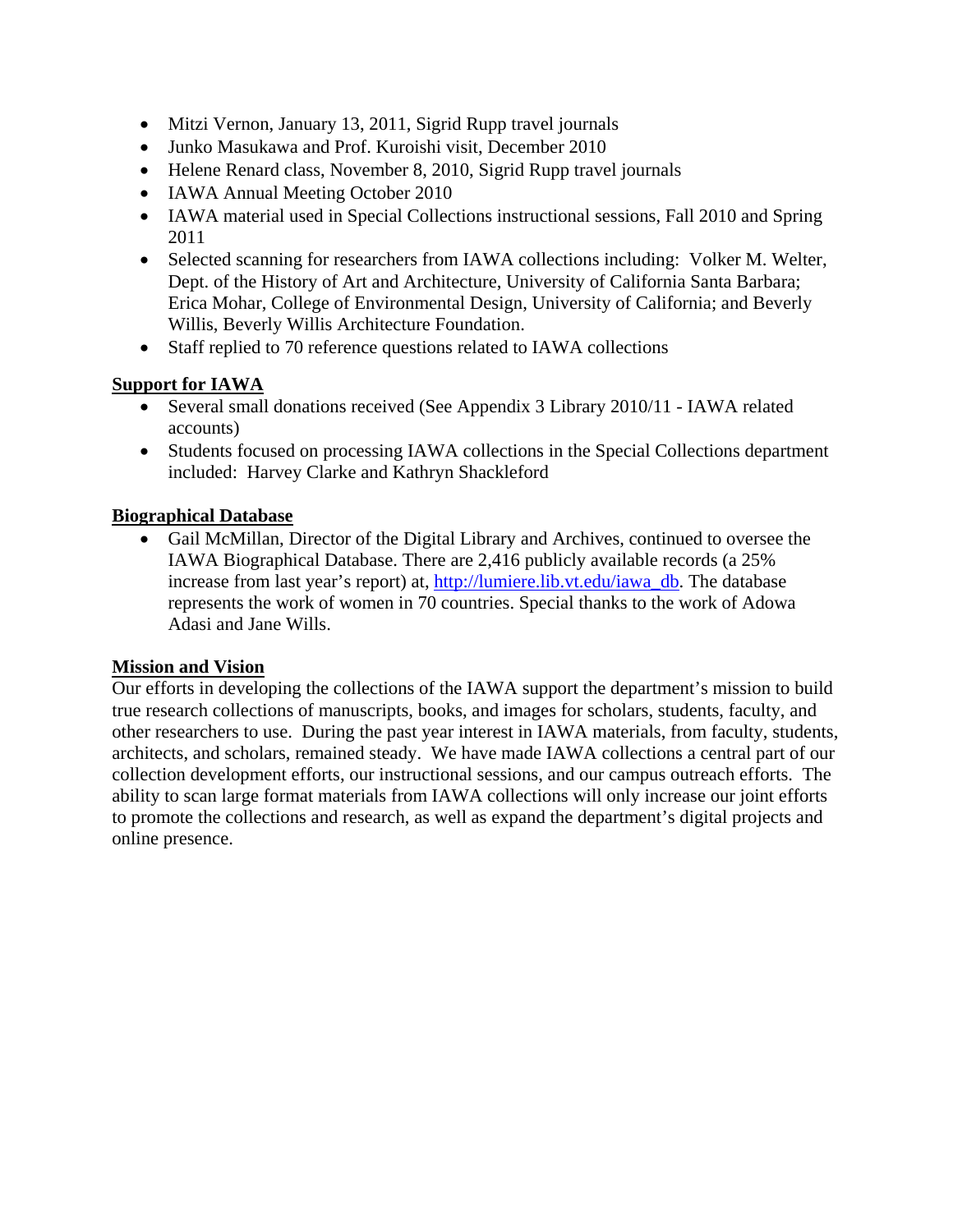- Mitzi Vernon, January 13, 2011, Sigrid Rupp travel journals
- Junko Masukawa and Prof. Kuroishi visit, December 2010
- Helene Renard class, November 8, 2010, Sigrid Rupp travel journals
- IAWA Annual Meeting October 2010
- IAWA material used in Special Collections instructional sessions, Fall 2010 and Spring 2011
- Selected scanning for researchers from IAWA collections including: Volker M. Welter, Dept. of the History of Art and Architecture, University of California Santa Barbara; Erica Mohar, College of Environmental Design, University of California; and Beverly Willis, Beverly Willis Architecture Foundation.
- Staff replied to 70 reference questions related to IAWA collections

**Support for IAWA**

- Several small donations received (See Appendix 3 Library 2010/11 - IAWA related accounts)
- Students focused on processing IAWA collections in the Special Collections department included: Harvey Clarke and Kathryn Shackleford

**Biographical Database**

- Gail McMillan, Director of the Digital Library and Archives, continued to oversee the IAWA Biographical Database. There are 2,416 publicly available records (a 25% increase from last year's report) at, [http://lumiere.lib.vt.edu/iawa_db](http://lumiere.lib.vt.edu/iawa_db). The database represents the work of women in 70 countries. Special thanks to the work of Adowa Adasi and Jane Wills.

**Mission and Vision**

Our efforts in developing the collections of the IAWA support the department's mission to build true research collections of manuscripts, books, and images for scholars, students, faculty, and other researchers to use. During the past year interest in IAWA materials, from faculty, students, architects, and scholars, remained steady. We have made IAWA collections a central part of our collection development efforts, our instructional sessions, and our campus outreach efforts. The ability to scan large format materials from IAWA collections will only increase our joint efforts to promote the collections and research, as well as expand the department's digital projects and online presence.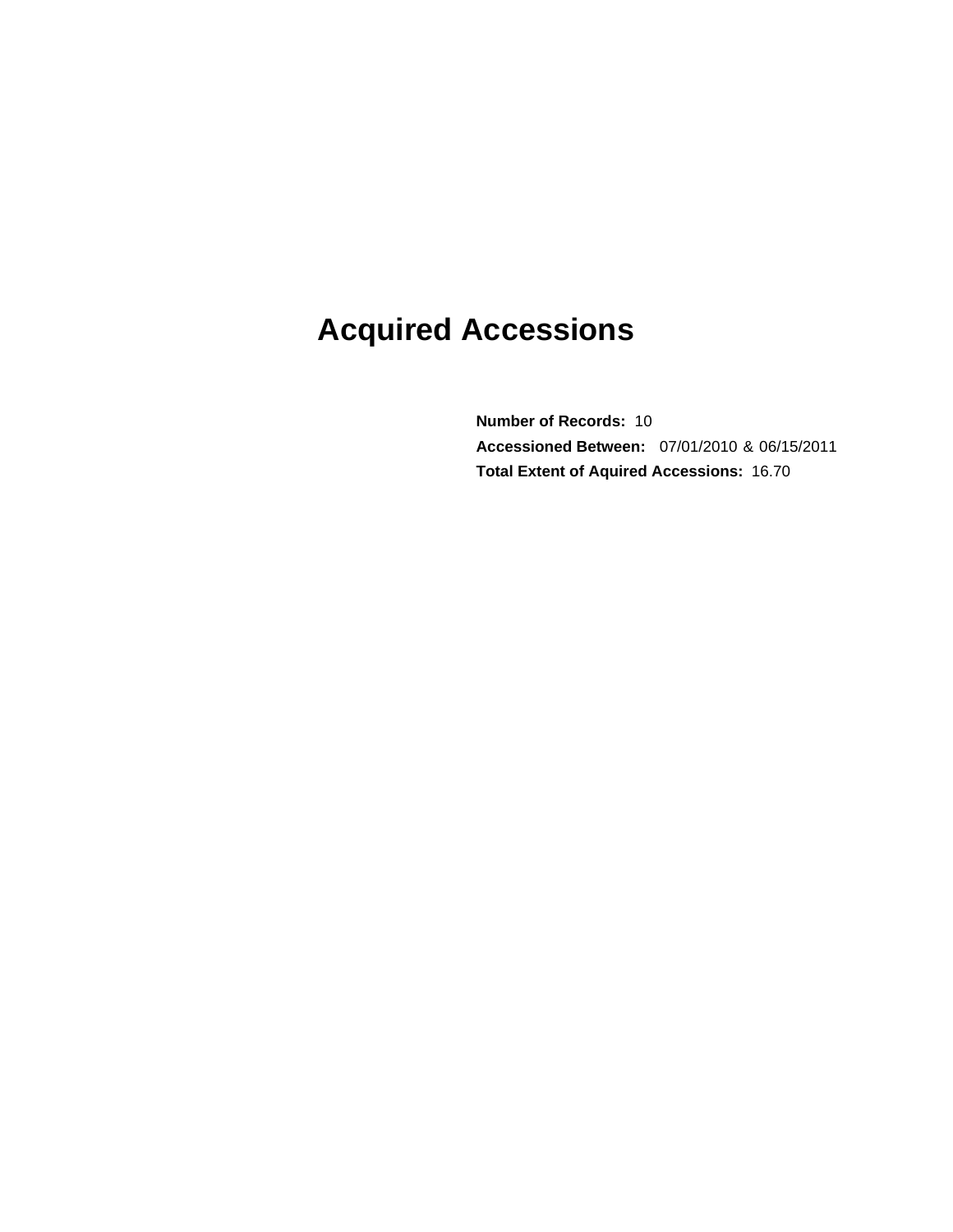# Acquired Accessions

**Number of Records:** 10

**Accessioned Between:** 07/01/2010 & 06/15/2011

**Total Extent of Aquired Accessions:** 16.70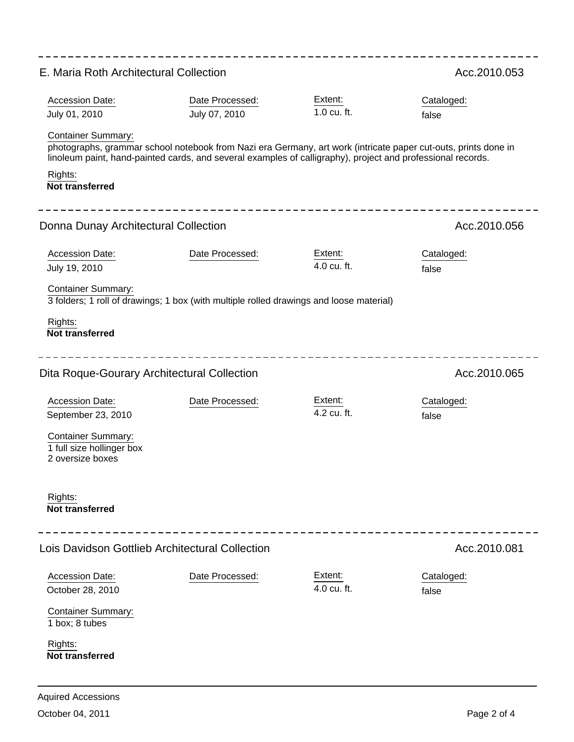---

## E. Maria Roth Architectural Collection

Acc.2010.053

| Accession Date: | Date Processed: | Extent: | Cataloged: |
| --- | --- | --- | --- |
| July 01, 2010 | July 07, 2010 | 1.0 cu. ft. | false |

Container Summary:
photographs, grammar school notebook from Nazi era Germany, art work (intricate paper cut-outs, prints done in linoleum paint, hand-painted cards, and several examples of calligraphy), project and professional records.

Rights:
**Not transferred**

---

## Donna Dunay Architectural Collection

Acc.2010.056

| Accession Date: | Date Processed: | Extent: | Cataloged: |
| --- | --- | --- | --- |
| July 19, 2010 | | 4.0 cu. ft. | false |

Container Summary:
3 folders; 1 roll of drawings; 1 box (with multiple rolled drawings and loose material)

Rights:
**Not transferred**

---

## Dita Roque-Gourary Architectural Collection

Acc.2010.065

| Accession Date: | Date Processed: | Extent: | Cataloged: |
| --- | --- | --- | --- |
| September 23, 2010 | | 4.2 cu. ft. | false |

Container Summary:
1 full size hollinger box
2 oversize boxes

Rights:
**Not transferred**

---

## Lois Davidson Gottlieb Architectural Collection

Acc.2010.081

| Accession Date: | Date Processed: | Extent: | Cataloged: |
| --- | --- | --- | --- |
| October 28, 2010 | | 4.0 cu. ft. | false |

Container Summary:
1 box; 8 tubes

Rights:
**Not transferred**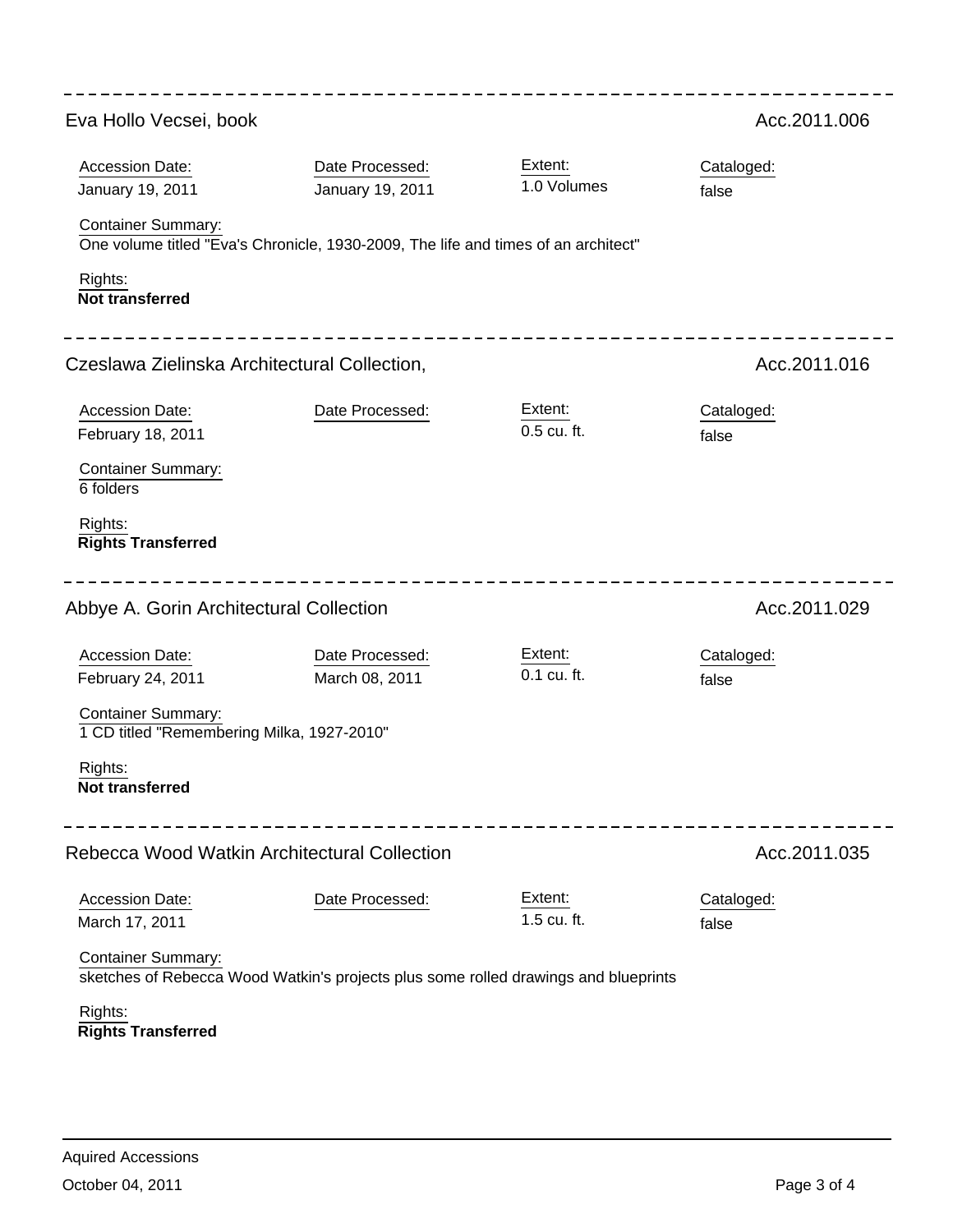---

## Eva Hollo Vecsei, book

Acc.2011.006

| Accession Date: | Date Processed: | Extent: | Cataloged: |
| --- | --- | --- | --- |
| January 19, 2011 | January 19, 2011 | 1.0 Volumes | false |

Container Summary:
One volume titled "Eva's Chronicle, 1930-2009, The life and times of an architect"

Rights:
**Not transferred**

---

## Czeslawa Zielinska Architectural Collection,

Acc.2011.016

| Accession Date: | Date Processed: | Extent: | Cataloged: |
| --- | --- | --- | --- |
| February 18, 2011 | | 0.5 cu. ft. | false |

Container Summary:
6 folders

Rights:
**Rights Transferred**

---

## Abbye A. Gorin Architectural Collection

Acc.2011.029

| Accession Date: | Date Processed: | Extent: | Cataloged: |
| --- | --- | --- | --- |
| February 24, 2011 | March 08, 2011 | 0.1 cu. ft. | false |

Container Summary:
1 CD titled "Remembering Milka, 1927-2010"

Rights:
**Not transferred**

---

## Rebecca Wood Watkin Architectural Collection

Acc.2011.035

| Accession Date: | Date Processed: | Extent: | Cataloged: |
| --- | --- | --- | --- |
| March 17, 2011 | | 1.5 cu. ft. | false |

Container Summary:
sketches of Rebecca Wood Watkin's projects plus some rolled drawings and blueprints

Rights:
**Rights Transferred**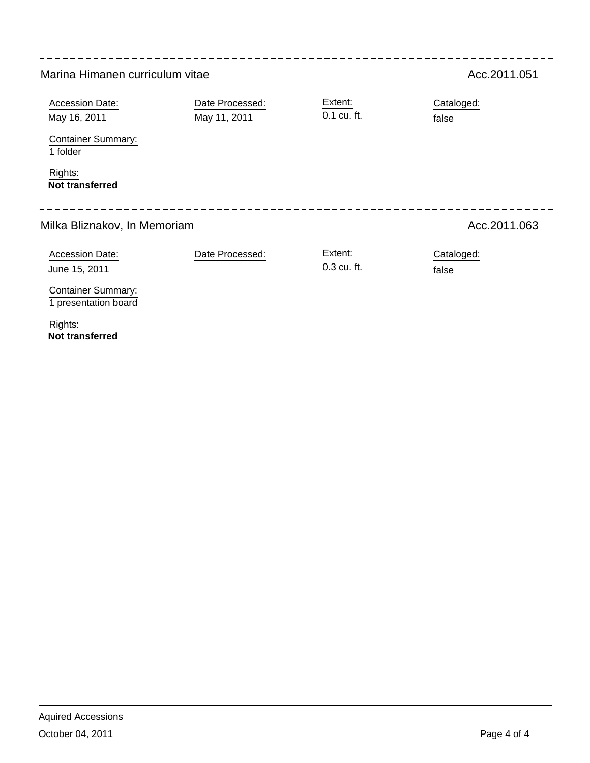---

## Marina Himanen curriculum vitae

Acc.2011.051

| Accession Date: | Date Processed: | Extent: | Cataloged: |
| --- | --- | --- | --- |
| May 16, 2011 | May 11, 2011 | 0.1 cu. ft. | false |

Container Summary:
1 folder

Rights:
**Not transferred**

---

## Milka Bliznakov, In Memoriam

Acc.2011.063

| Accession Date: | Date Processed: | Extent: | Cataloged: |
| --- | --- | --- | --- |
| June 15, 2011 | | 0.3 cu. ft. | false |

Container Summary:
1 presentation board

Rights:
**Not transferred**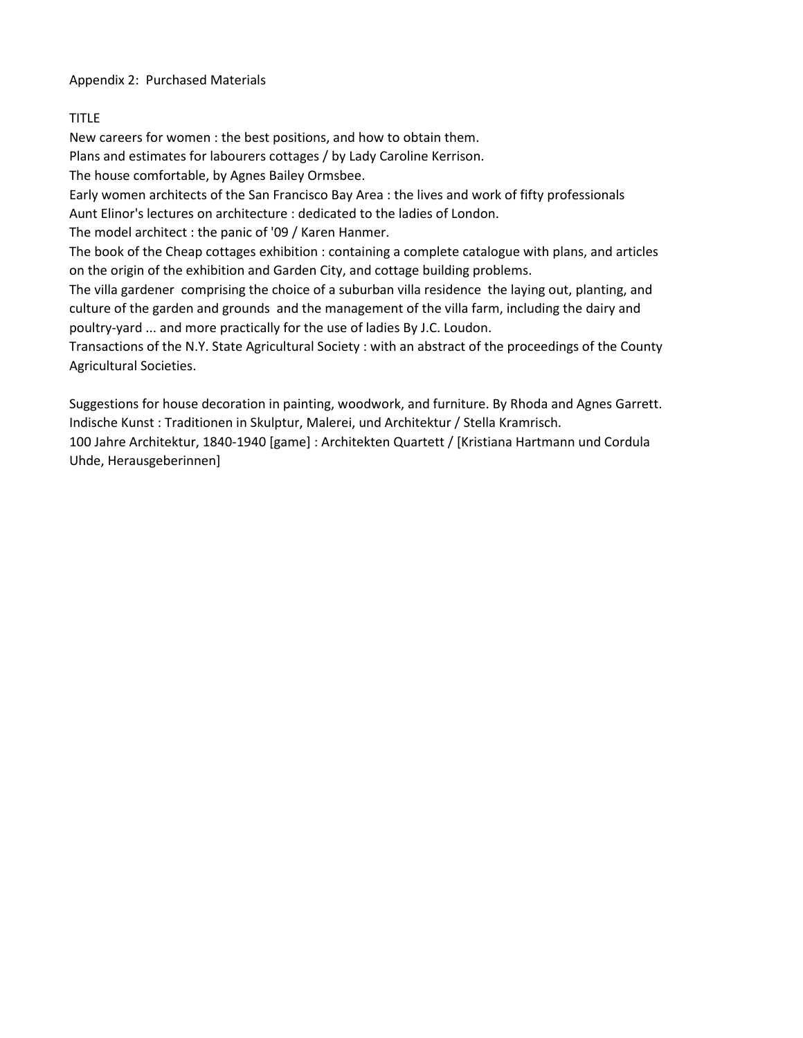Appendix 2: Purchased Materials

TITLE

New careers for women : the best positions, and how to obtain them.
Plans and estimates for labourers cottages / by Lady Caroline Kerrison.
The house comfortable, by Agnes Bailey Ormsbee.
Early women architects of the San Francisco Bay Area : the lives and work of fifty professionals
Aunt Elinor's lectures on architecture : dedicated to the ladies of London.
The model architect : the panic of '09 / Karen Hanmer.
The book of the Cheap cottages exhibition : containing a complete catalogue with plans, and articles on the origin of the exhibition and Garden City, and cottage building problems.
The villa gardener comprising the choice of a suburban villa residence the laying out, planting, and culture of the garden and grounds and the management of the villa farm, including the dairy and poultry-yard ... and more practically for the use of ladies By J.C. Loudon.
Transactions of the N.Y. State Agricultural Society : with an abstract of the proceedings of the County Agricultural Societies.

Suggestions for house decoration in painting, woodwork, and furniture. By Rhoda and Agnes Garrett.
Indische Kunst : Traditionen in Skulptur, Malerei, und Architektur / Stella Kramrisch.
100 Jahre Architektur, 1840-1940 [game] : Architekten Quartett / [Kristiana Hartmann und Cordula Uhde, Herausgeberinnen]